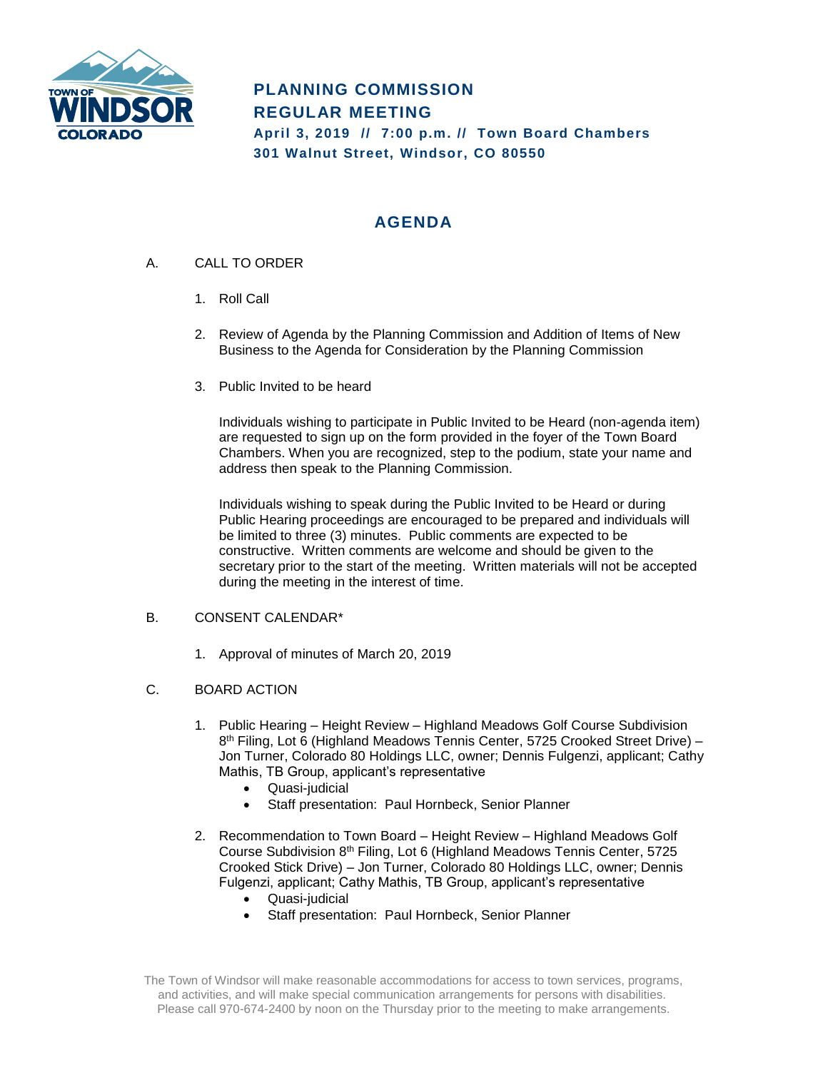TOWN OF WINDSOR COLORADO

# PLANNING COMMISSION
# REGULAR MEETING

**April 3, 2019 // 7:00 p.m. // Town Board Chambers**
**301 Walnut Street, Windsor, CO 80550**

## AGENDA

A. CALL TO ORDER

1. Roll Call

2. Review of Agenda by the Planning Commission and Addition of Items of New Business to the Agenda for Consideration by the Planning Commission

3. Public Invited to be heard

   Individuals wishing to participate in Public Invited to be Heard (non-agenda item) are requested to sign up on the form provided in the foyer of the Town Board Chambers. When you are recognized, step to the podium, state your name and address then speak to the Planning Commission.

   Individuals wishing to speak during the Public Invited to be Heard or during Public Hearing proceedings are encouraged to be prepared and individuals will be limited to three (3) minutes. Public comments are expected to be constructive. Written comments are welcome and should be given to the secretary prior to the start of the meeting. Written materials will not be accepted during the meeting in the interest of time.

B. CONSENT CALENDAR*

1. Approval of minutes of March 20, 2019

C. BOARD ACTION

1. Public Hearing – Height Review – Highland Meadows Golf Course Subdivision 8th Filing, Lot 6 (Highland Meadows Tennis Center, 5725 Crooked Street Drive) – Jon Turner, Colorado 80 Holdings LLC, owner; Dennis Fulgenzi, applicant; Cathy Mathis, TB Group, applicant's representative
   - Quasi-judicial
   - Staff presentation: Paul Hornbeck, Senior Planner

2. Recommendation to Town Board – Height Review – Highland Meadows Golf Course Subdivision 8th Filing, Lot 6 (Highland Meadows Tennis Center, 5725 Crooked Stick Drive) – Jon Turner, Colorado 80 Holdings LLC, owner; Dennis Fulgenzi, applicant; Cathy Mathis, TB Group, applicant's representative
   - Quasi-judicial
   - Staff presentation: Paul Hornbeck, Senior Planner

The Town of Windsor will make reasonable accommodations for access to town services, programs, and activities, and will make special communication arrangements for persons with disabilities. Please call 970-674-2400 by noon on the Thursday prior to the meeting to make arrangements.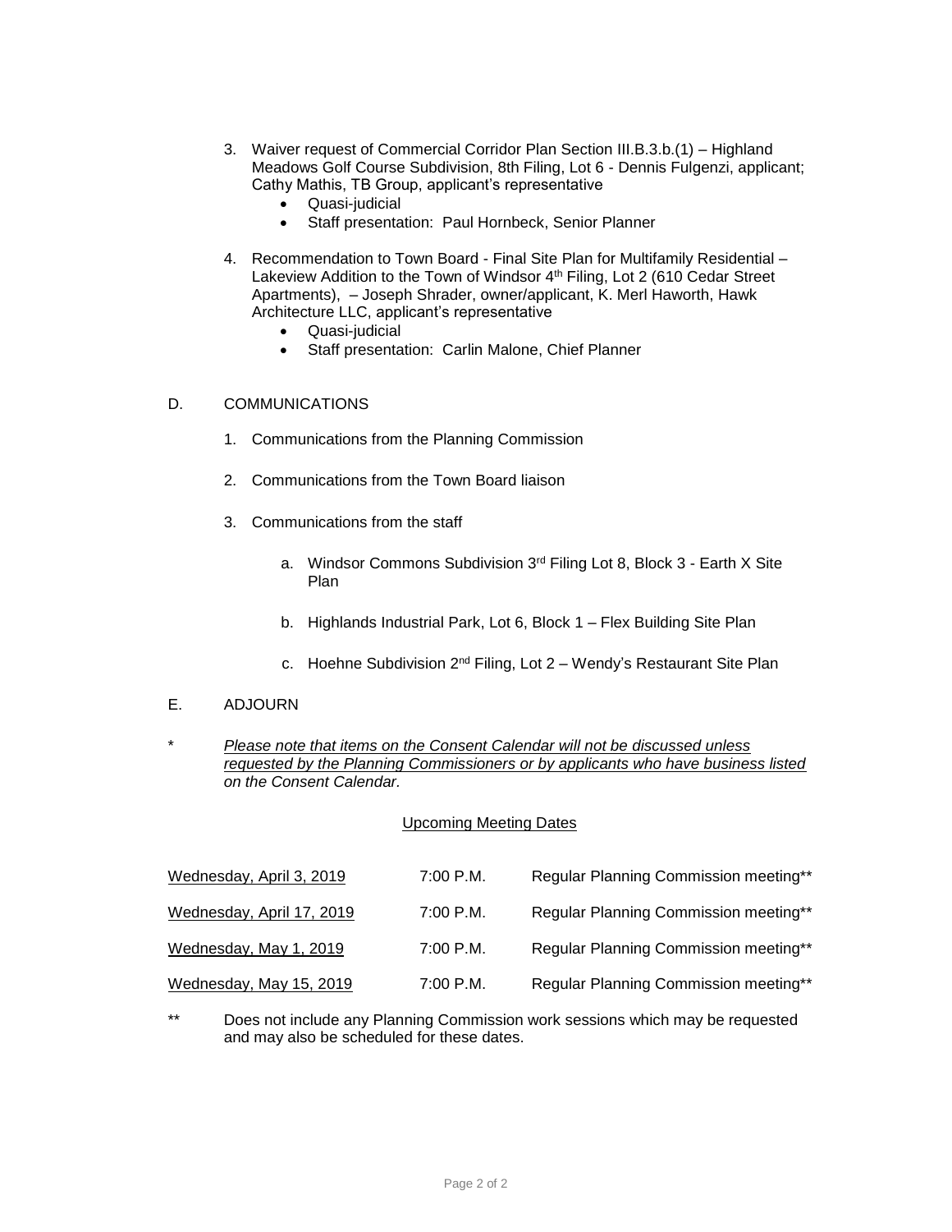3. Waiver request of Commercial Corridor Plan Section III.B.3.b.(1) – Highland Meadows Golf Course Subdivision, 8th Filing, Lot 6 - Dennis Fulgenzi, applicant; Cathy Mathis, TB Group, applicant's representative
   - Quasi-judicial
   - Staff presentation: Paul Hornbeck, Senior Planner

4. Recommendation to Town Board - Final Site Plan for Multifamily Residential – Lakeview Addition to the Town of Windsor 4th Filing, Lot 2 (610 Cedar Street Apartments), – Joseph Shrader, owner/applicant, K. Merl Haworth, Hawk Architecture LLC, applicant's representative
   - Quasi-judicial
   - Staff presentation: Carlin Malone, Chief Planner

D. COMMUNICATIONS

1. Communications from the Planning Commission

2. Communications from the Town Board liaison

3. Communications from the staff

   a. Windsor Commons Subdivision 3rd Filing Lot 8, Block 3 - Earth X Site Plan

   b. Highlands Industrial Park, Lot 6, Block 1 – Flex Building Site Plan

   c. Hoehne Subdivision 2nd Filing, Lot 2 – Wendy's Restaurant Site Plan

E. ADJOURN

\* *Please note that items on the Consent Calendar will not be discussed unless requested by the Planning Commissioners or by applicants who have business listed on the Consent Calendar.*

Upcoming Meeting Dates

| | | |
|---|---|---|
| Wednesday, April 3, 2019 | 7:00 P.M. | Regular Planning Commission meeting** |
| Wednesday, April 17, 2019 | 7:00 P.M. | Regular Planning Commission meeting** |
| Wednesday, May 1, 2019 | 7:00 P.M. | Regular Planning Commission meeting** |
| Wednesday, May 15, 2019 | 7:00 P.M. | Regular Planning Commission meeting** |

\*\* Does not include any Planning Commission work sessions which may be requested and may also be scheduled for these dates.